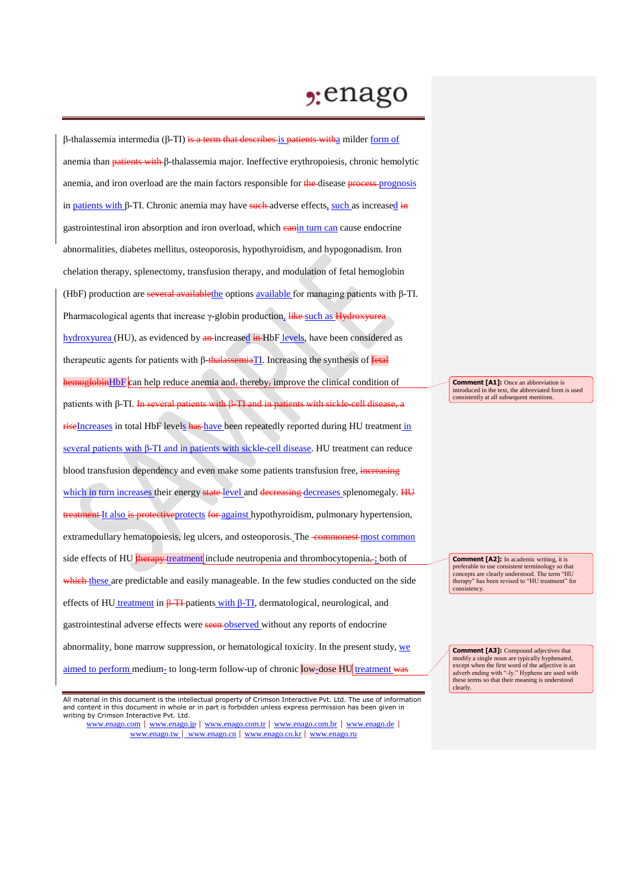β-thalassemia intermedia (β-TI) ~~is a term that describes~~ is ~~patients with~~a milder form of anemia than ~~patients with~~ β-thalassemia major. Ineffective erythropoiesis, chronic hemolytic anemia, and iron overload are the main factors responsible for ~~the~~ disease ~~process~~ prognosis in patients with β-TI. Chronic anemia may have ~~such~~ adverse effects, such as increased ~~in~~ gastrointestinal iron absorption and iron overload, which ~~can~~in turn can cause endocrine abnormalities, diabetes mellitus, osteoporosis, hypothyroidism, and hypogonadism. Iron chelation therapy, splenectomy, transfusion therapy, and modulation of fetal hemoglobin (HbF) production are ~~several available~~the options available for managing patients with β-TI. Pharmacological agents that increase γ-globin production, ~~like~~ such as ~~Hydroxyurea~~ hydroxyurea (HU), as evidenced by ~~an~~ increased ~~in~~ HbF levels, have been considered as therapeutic agents for patients with β-~~thalassemia~~TI. Increasing the synthesis of ~~fetal hemoglobin~~HbF can help reduce anemia and~~,~~ thereby~~,~~ improve the clinical condition of patients with β-TI. ~~In several patients with β-TI and in patients with sickle-cell disease, a rise~~Increases in total HbF levels ~~has~~ have been repeatedly reported during HU treatment in several patients with β-TI and in patients with sickle-cell disease. HU treatment can reduce blood transfusion dependency and even make some patients transfusion free, ~~increasing~~ which in turn increases their energy ~~state~~ level and ~~decreasing~~ decreases splenomegaly. ~~HU treatment~~ It also ~~is protective~~protects ~~for~~ against hypothyroidism, pulmonary hypertension, extramedullary hematopoiesis, leg ulcers, and osteoporosis. The ~~commonest~~ most common side effects of HU ~~therapy~~ treatment include neutropenia and thrombocytopenia~~,~~; both of ~~which~~ these are predictable and easily manageable. In the few studies conducted on the side effects of HU treatment in ~~β-TI~~ patients with β-TI, dermatological, neurological, and gastrointestinal adverse effects were ~~seen~~ observed without any reports of endocrine abnormality, bone marrow suppression, or hematological toxicity. In the present study, we aimed to perform medium- to long-term follow-up of chronic low-dose HU treatment ~~was~~

> **Comment [A1]:** Once an abbreviation is introduced in the text, the abbreviated form is used consistently at all subsequent mentions.

> **Comment [A2]:** In academic writing, it is preferable to use consistent terminology so that concepts are clearly understood. The term "HU therapy" has been revised to "HU treatment" for consistency.

> **Comment [A3]:** Compound adjectives that modify a single noun are typically hyphenated, except when the first word of the adjective is an adverb ending with "-ly." Hyphens are used with these terms so that their meaning is understood clearly.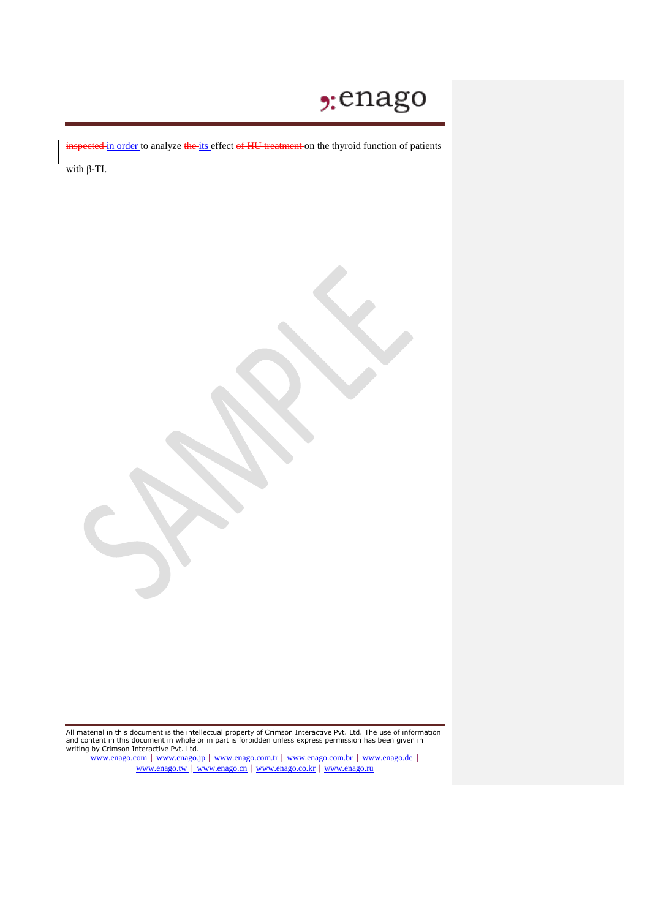~~inspected~~ in order to analyze ~~the~~ its effect ~~of HU treatment~~ on the thyroid function of patients with β-TI.